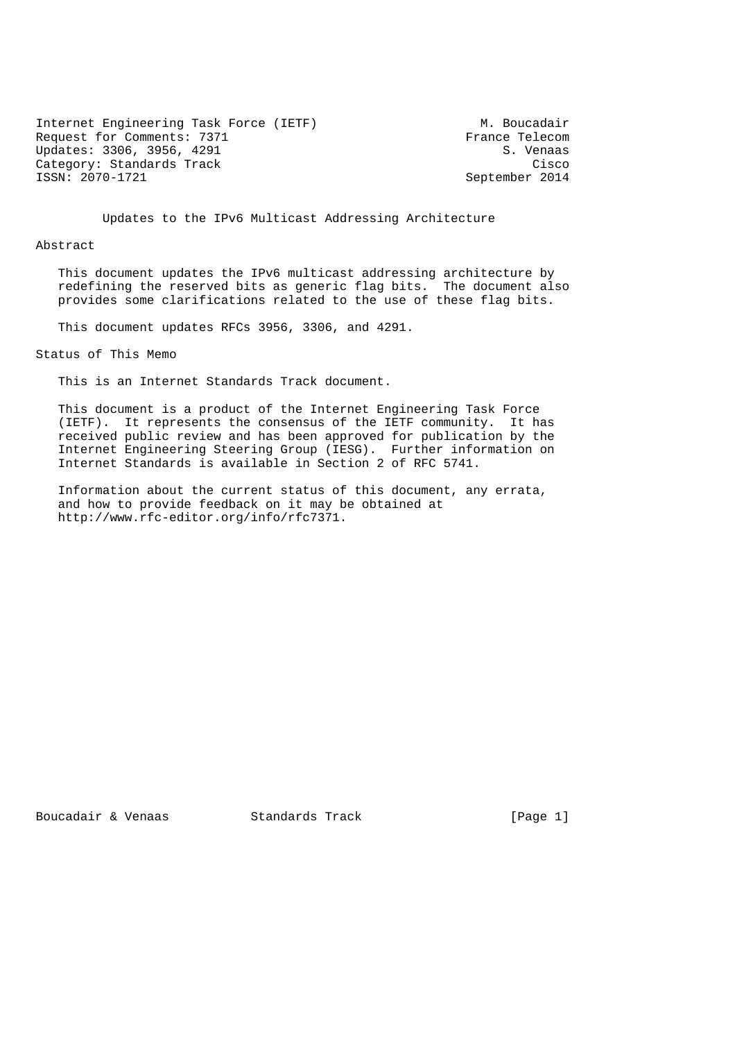Internet Engineering Task Force (IETF) M. Boucadair
Request for Comments: 7371 France Telecom
Updates: 3306, 3956, 4291 S. Venaas
Category: Standards Track Cisco
ISSN: 2070-1721 September 2014

# Updates to the IPv6 Multicast Addressing Architecture

## Abstract

This document updates the IPv6 multicast addressing architecture by redefining the reserved bits as generic flag bits. The document also provides some clarifications related to the use of these flag bits.

This document updates RFCs 3956, 3306, and 4291.

## Status of This Memo

This is an Internet Standards Track document.

This document is a product of the Internet Engineering Task Force (IETF). It represents the consensus of the IETF community. It has received public review and has been approved for publication by the Internet Engineering Steering Group (IESG). Further information on Internet Standards is available in Section 2 of RFC 5741.

Information about the current status of this document, any errata, and how to provide feedback on it may be obtained at http://www.rfc-editor.org/info/rfc7371.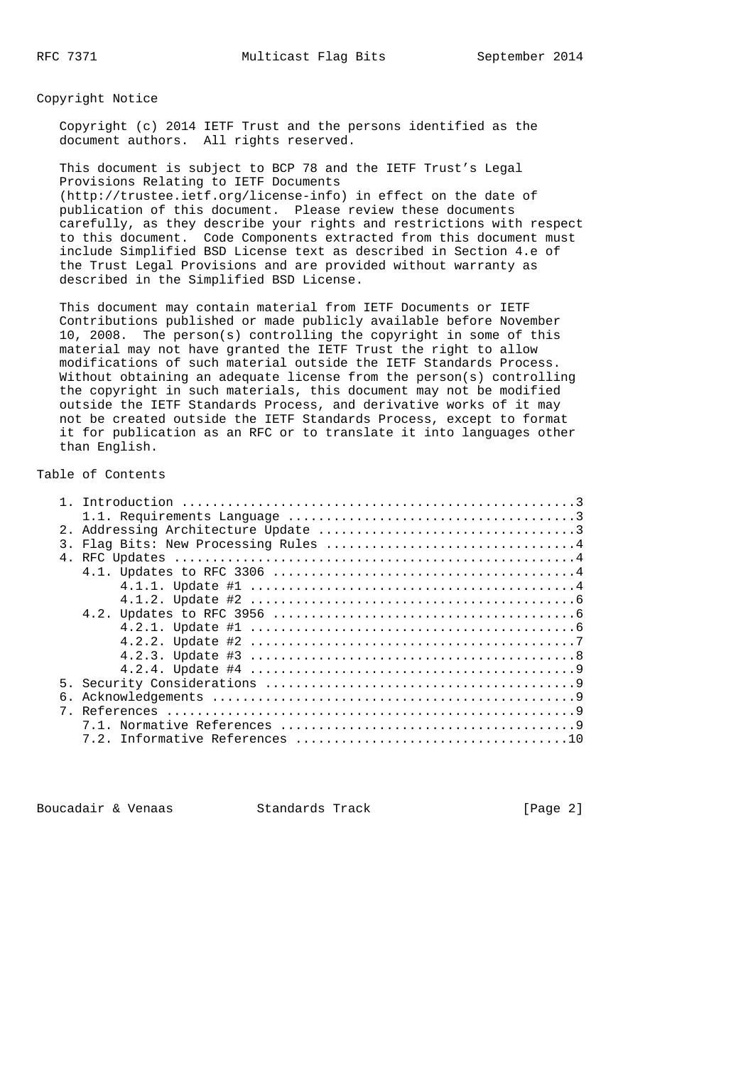## Copyright Notice

Copyright (c) 2014 IETF Trust and the persons identified as the document authors. All rights reserved.

This document is subject to BCP 78 and the IETF Trust's Legal Provisions Relating to IETF Documents (http://trustee.ietf.org/license-info) in effect on the date of publication of this document. Please review these documents carefully, as they describe your rights and restrictions with respect to this document. Code Components extracted from this document must include Simplified BSD License text as described in Section 4.e of the Trust Legal Provisions and are provided without warranty as described in the Simplified BSD License.

This document may contain material from IETF Documents or IETF Contributions published or made publicly available before November 10, 2008. The person(s) controlling the copyright in some of this material may not have granted the IETF Trust the right to allow modifications of such material outside the IETF Standards Process. Without obtaining an adequate license from the person(s) controlling the copyright in such materials, this document may not be modified outside the IETF Standards Process, and derivative works of it may not be created outside the IETF Standards Process, except to format it for publication as an RFC or to translate it into languages other than English.

## Table of Contents

```
   1. Introduction ....................................................3
      1.1. Requirements Language ......................................3
   2. Addressing Architecture Update ..................................3
   3. Flag Bits: New Processing Rules .................................4
   4. RFC Updates .....................................................4
      4.1. Updates to RFC 3306 ........................................4
           4.1.1. Update #1 ...........................................4
           4.1.2. Update #2 ...........................................6
      4.2. Updates to RFC 3956 ........................................6
           4.2.1. Update #1 ...........................................6
           4.2.2. Update #2 ...........................................7
           4.2.3. Update #3 ...........................................8
           4.2.4. Update #4 ...........................................9
   5. Security Considerations .........................................9
   6. Acknowledgements ................................................9
   7. References ......................................................9
      7.1. Normative References .......................................9
      7.2. Informative References ....................................10
```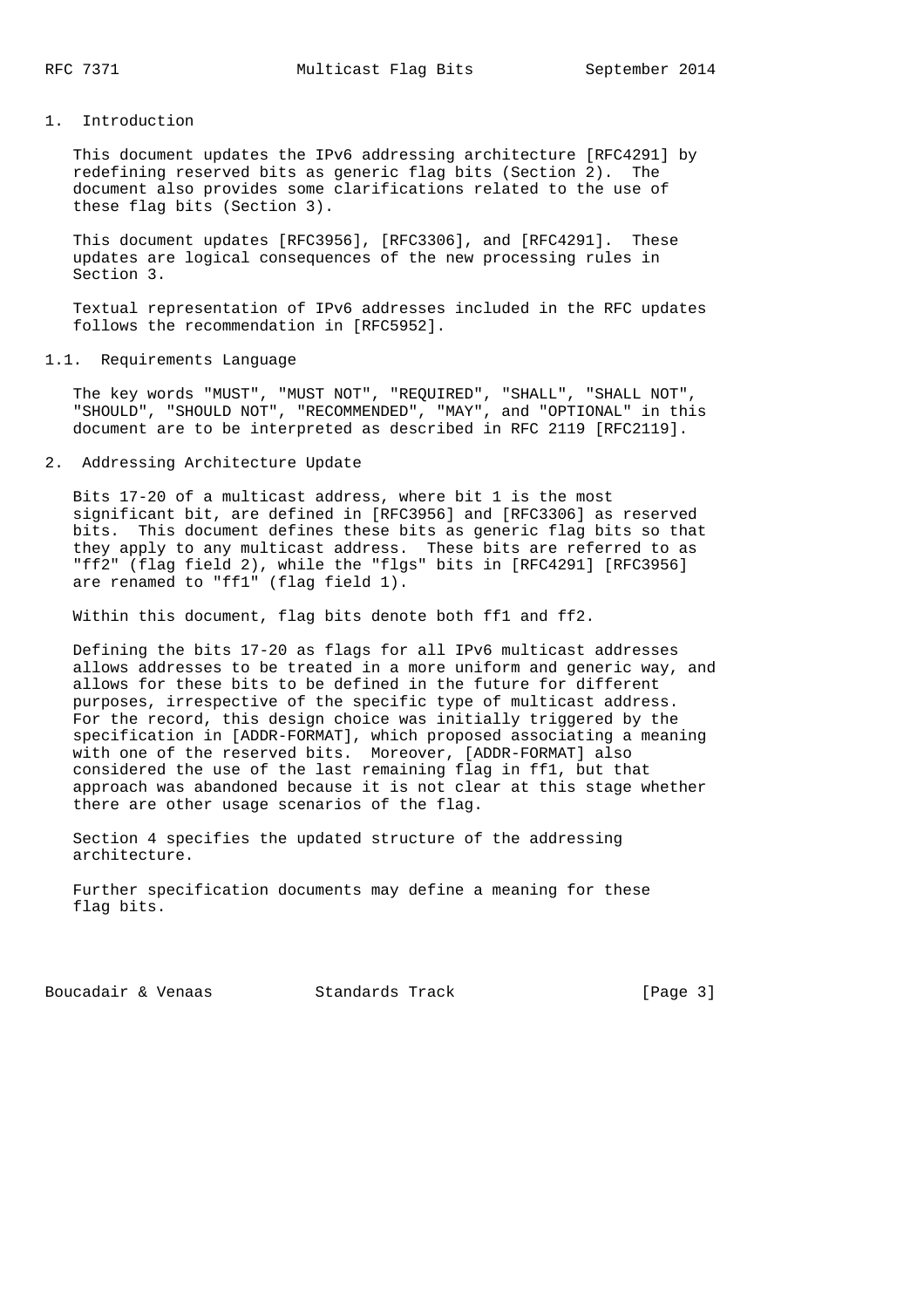## 1. Introduction

This document updates the IPv6 addressing architecture [RFC4291] by redefining reserved bits as generic flag bits (Section 2). The document also provides some clarifications related to the use of these flag bits (Section 3).

This document updates [RFC3956], [RFC3306], and [RFC4291]. These updates are logical consequences of the new processing rules in Section 3.

Textual representation of IPv6 addresses included in the RFC updates follows the recommendation in [RFC5952].

### 1.1. Requirements Language

The key words "MUST", "MUST NOT", "REQUIRED", "SHALL", "SHALL NOT", "SHOULD", "SHOULD NOT", "RECOMMENDED", "MAY", and "OPTIONAL" in this document are to be interpreted as described in RFC 2119 [RFC2119].

## 2. Addressing Architecture Update

Bits 17-20 of a multicast address, where bit 1 is the most significant bit, are defined in [RFC3956] and [RFC3306] as reserved bits. This document defines these bits as generic flag bits so that they apply to any multicast address. These bits are referred to as "ff2" (flag field 2), while the "flgs" bits in [RFC4291] [RFC3956] are renamed to "ff1" (flag field 1).

Within this document, flag bits denote both ff1 and ff2.

Defining the bits 17-20 as flags for all IPv6 multicast addresses allows addresses to be treated in a more uniform and generic way, and allows for these bits to be defined in the future for different purposes, irrespective of the specific type of multicast address. For the record, this design choice was initially triggered by the specification in [ADDR-FORMAT], which proposed associating a meaning with one of the reserved bits. Moreover, [ADDR-FORMAT] also considered the use of the last remaining flag in ff1, but that approach was abandoned because it is not clear at this stage whether there are other usage scenarios of the flag.

Section 4 specifies the updated structure of the addressing architecture.

Further specification documents may define a meaning for these flag bits.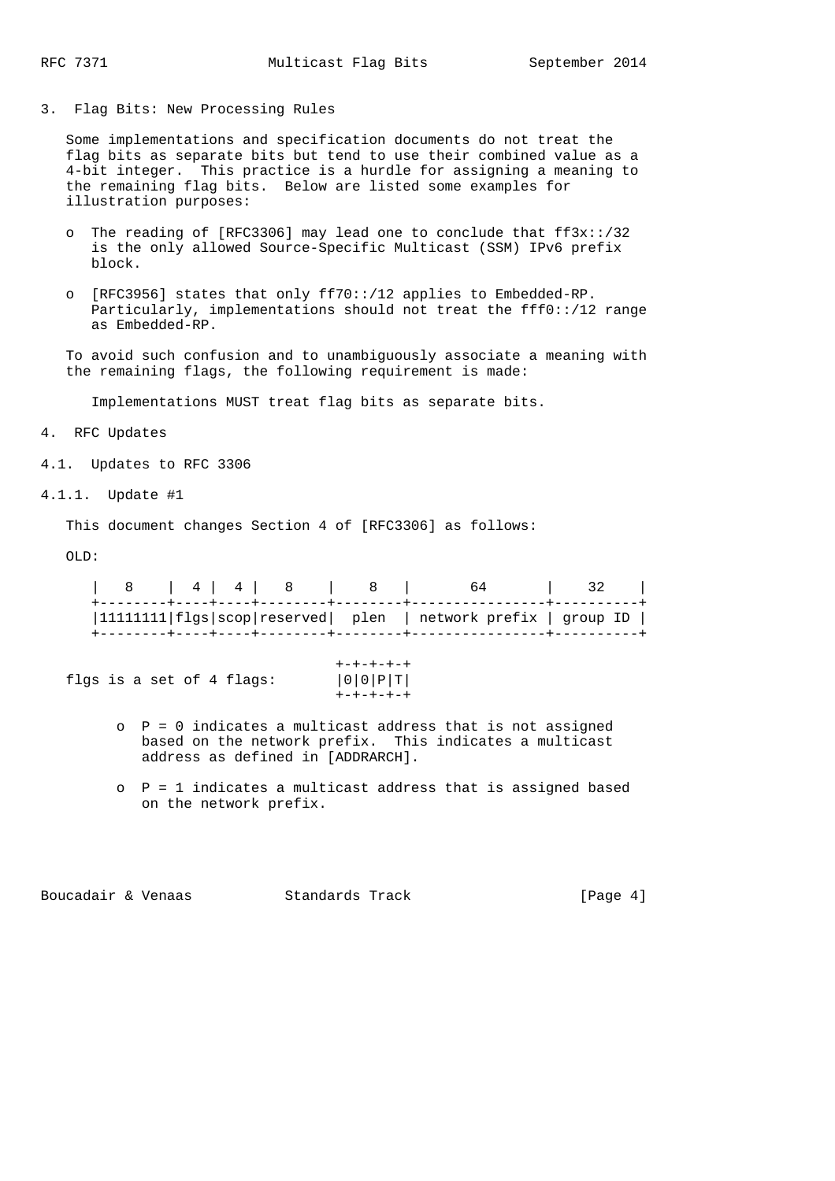## 3. Flag Bits: New Processing Rules

Some implementations and specification documents do not treat the flag bits as separate bits but tend to use their combined value as a 4-bit integer. This practice is a hurdle for assigning a meaning to the remaining flag bits. Below are listed some examples for illustration purposes:

- The reading of [RFC3306] may lead one to conclude that ff3x::/32 is the only allowed Source-Specific Multicast (SSM) IPv6 prefix block.
- [RFC3956] states that only ff70::/12 applies to Embedded-RP. Particularly, implementations should not treat the fff0::/12 range as Embedded-RP.

To avoid such confusion and to unambiguously associate a meaning with the remaining flags, the following requirement is made:

> Implementations MUST treat flag bits as separate bits.

## 4. RFC Updates

### 4.1. Updates to RFC 3306

#### 4.1.1. Update #1

This document changes Section 4 of [RFC3306] as follows:

OLD:

```
|   8    |  4 |  4 |   8    |    8   |       64       |    32    |
+--------+----+----+--------+--------+----------------+----------+
|11111111|flgs|scop|reserved|  plen  | network prefix | group ID |
+--------+----+----+--------+--------+----------------+----------+
```

```
                                +-+-+-+-+
flgs is a set of 4 flags:       |0|0|P|T|
                                +-+-+-+-+
```

- P = 0 indicates a multicast address that is not assigned based on the network prefix. This indicates a multicast address as defined in [ADDRARCH].
- P = 1 indicates a multicast address that is assigned based on the network prefix.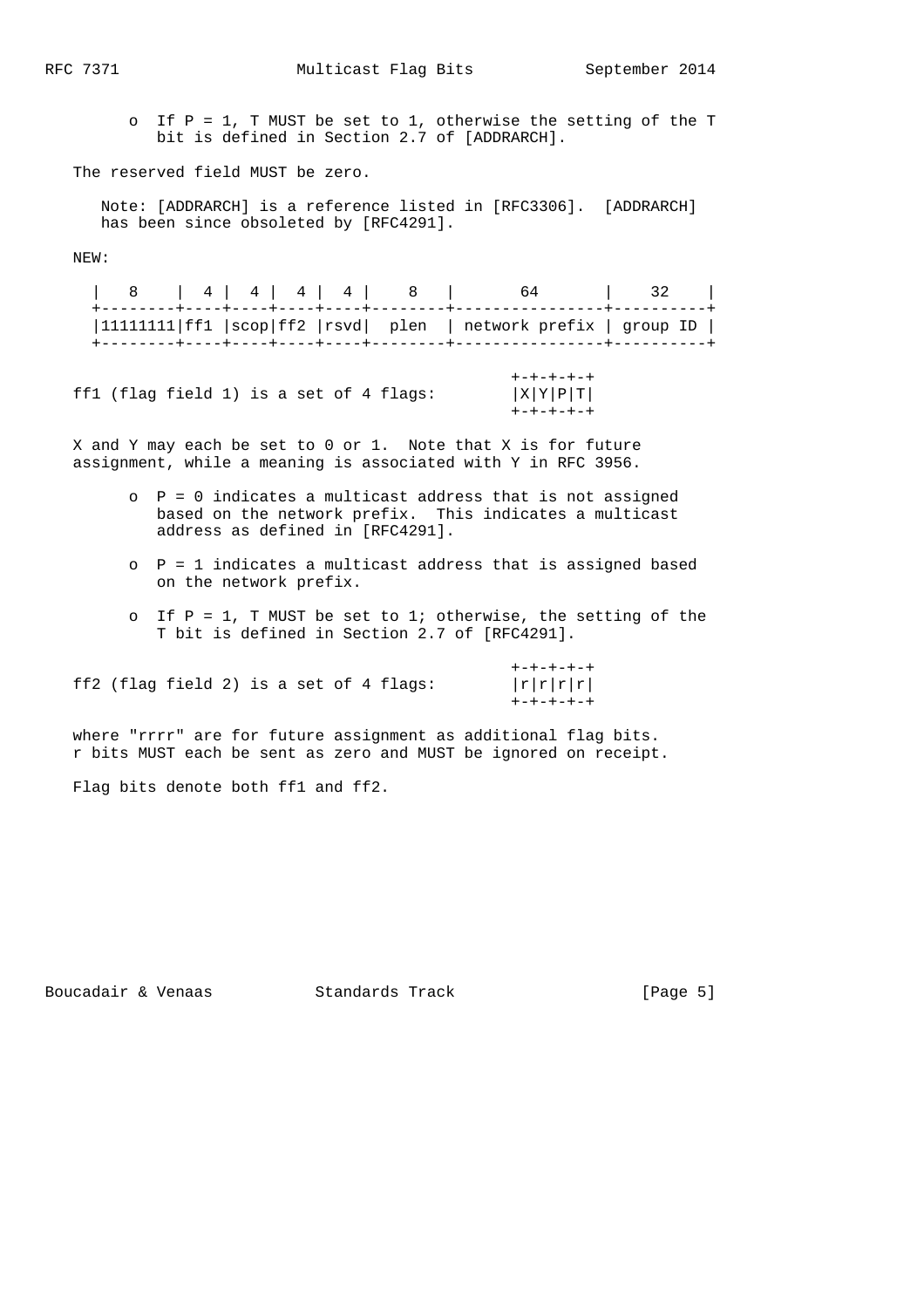o  If P = 1, T MUST be set to 1, otherwise the setting of the T bit is defined in Section 2.7 of [ADDRARCH].

The reserved field MUST be zero.

   Note: [ADDRARCH] is a reference listed in [RFC3306].  [ADDRARCH] has been since obsoleted by [RFC4291].

NEW:

```
   |   8    |  4 |  4 |  4 |  4 |    8   |       64       |    32    |
   +--------+----+----+----+----+--------+----------------+----------+
   |11111111|ff1 |scop|ff2 |rsvd|  plen  | network prefix | group ID |
   +--------+----+----+----+----+--------+----------------+----------+
```

```
                                                 +-+-+-+-+
ff1 (flag field 1) is a set of 4 flags:          |X|Y|P|T|
                                                 +-+-+-+-+
```

X and Y may each be set to 0 or 1.  Note that X is for future assignment, while a meaning is associated with Y in RFC 3956.

   o  P = 0 indicates a multicast address that is not assigned based on the network prefix.  This indicates a multicast address as defined in [RFC4291].

   o  P = 1 indicates a multicast address that is assigned based on the network prefix.

   o  If P = 1, T MUST be set to 1; otherwise, the setting of the T bit is defined in Section 2.7 of [RFC4291].

```
                                                 +-+-+-+-+
ff2 (flag field 2) is a set of 4 flags:          |r|r|r|r|
                                                 +-+-+-+-+
```

where "rrrr" are for future assignment as additional flag bits. r bits MUST each be sent as zero and MUST be ignored on receipt.

Flag bits denote both ff1 and ff2.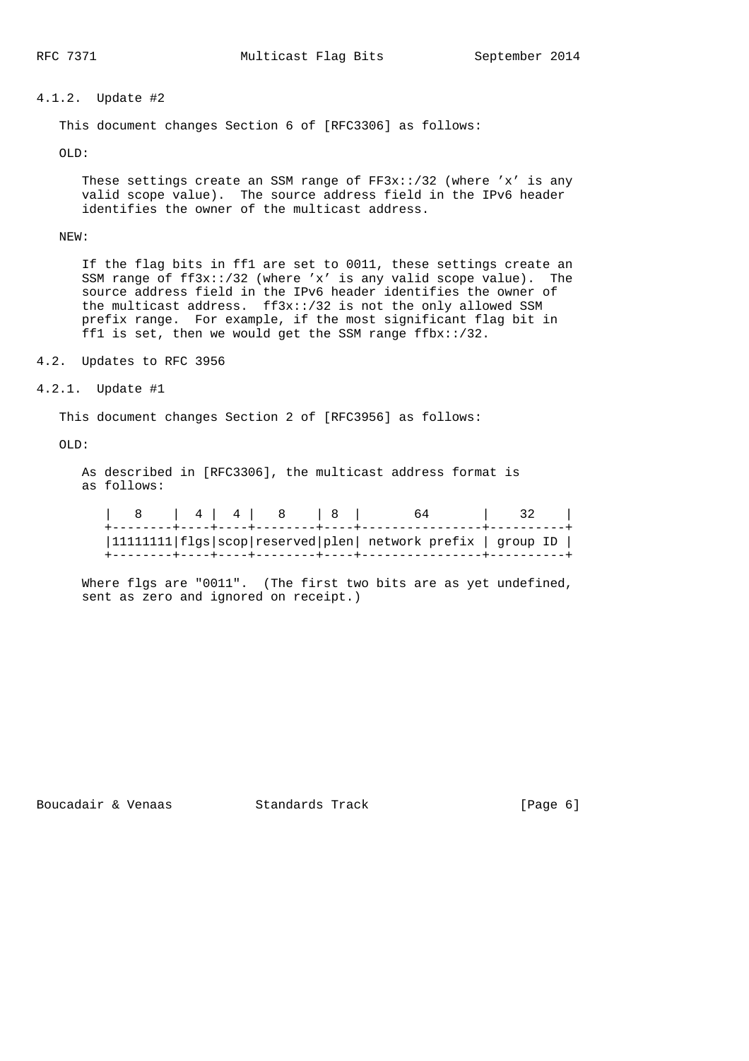### 4.1.2. Update #2

This document changes Section 6 of [RFC3306] as follows:

OLD:

These settings create an SSM range of FF3x::/32 (where 'x' is any valid scope value). The source address field in the IPv6 header identifies the owner of the multicast address.

NEW:

If the flag bits in ff1 are set to 0011, these settings create an SSM range of ff3x::/32 (where 'x' is any valid scope value). The source address field in the IPv6 header identifies the owner of the multicast address. ff3x::/32 is not the only allowed SSM prefix range. For example, if the most significant flag bit in ff1 is set, then we would get the SSM range ffbx::/32.

## 4.2. Updates to RFC 3956

### 4.2.1. Update #1

This document changes Section 2 of [RFC3956] as follows:

OLD:

As described in [RFC3306], the multicast address format is as follows:

```
|   8    |  4 |  4 |   8    | 8 |       64       |    32    |
+--------+----+----+--------+----+----------------+----------+
|11111111|flgs|scop|reserved|plen| network prefix | group ID |
+--------+----+----+--------+----+----------------+----------+
```

Where flgs are "0011". (The first two bits are as yet undefined, sent as zero and ignored on receipt.)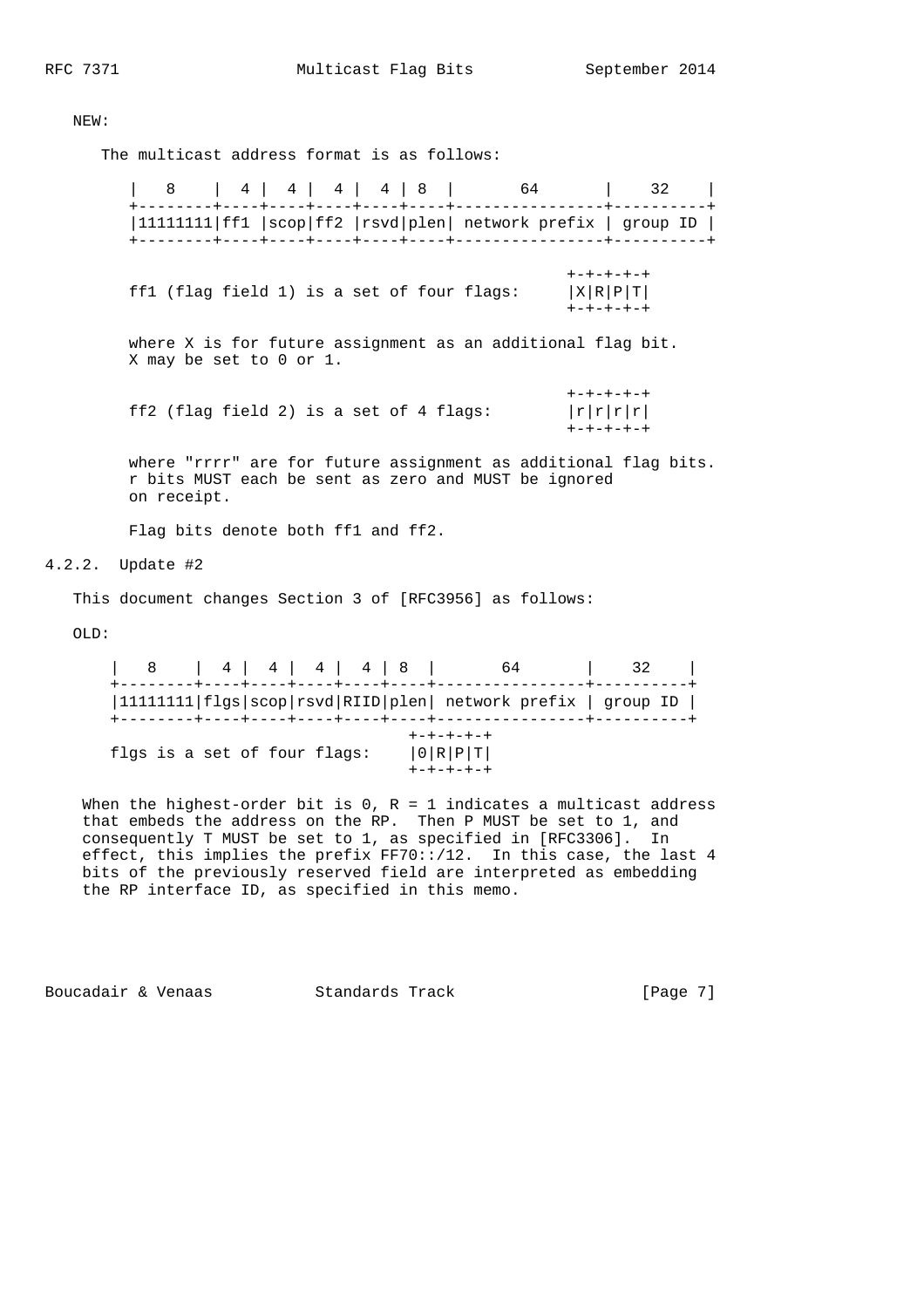NEW:

The multicast address format is as follows:

```
|   8    |  4 |  4 |  4 |  4 | 8  |       64       |    32    |
+--------+----+----+----+----+----+----------------+----------+
|11111111|ff1 |scop|ff2 |rsvd|plen| network prefix | group ID |
+--------+----+----+----+----+----+----------------+----------+

                                               +-+-+-+-+
ff1 (flag field 1) is a set of four flags:     |X|R|P|T|
                                               +-+-+-+-+
```

where X is for future assignment as an additional flag bit. X may be set to 0 or 1.

```
                                               +-+-+-+-+
ff2 (flag field 2) is a set of 4 flags:        |r|r|r|r|
                                               +-+-+-+-+
```

where "rrrr" are for future assignment as additional flag bits. r bits MUST each be sent as zero and MUST be ignored on receipt.

Flag bits denote both ff1 and ff2.

### 4.2.2. Update #2

This document changes Section 3 of [RFC3956] as follows:

OLD:

```
|   8    |  4 |  4 |  4 |  4 | 8  |       64       |    32    |
+--------+----+----+----+----+----+----------------+----------+
|11111111|flgs|scop|rsvd|RIID|plen| network prefix | group ID |
+--------+----+----+----+----+----+----------------+----------+
                                +-+-+-+-+
flgs is a set of four flags:    |0|R|P|T|
                                +-+-+-+-+
```

When the highest-order bit is 0, R = 1 indicates a multicast address that embeds the address on the RP. Then P MUST be set to 1, and consequently T MUST be set to 1, as specified in [RFC3306]. In effect, this implies the prefix FF70::/12. In this case, the last 4 bits of the previously reserved field are interpreted as embedding the RP interface ID, as specified in this memo.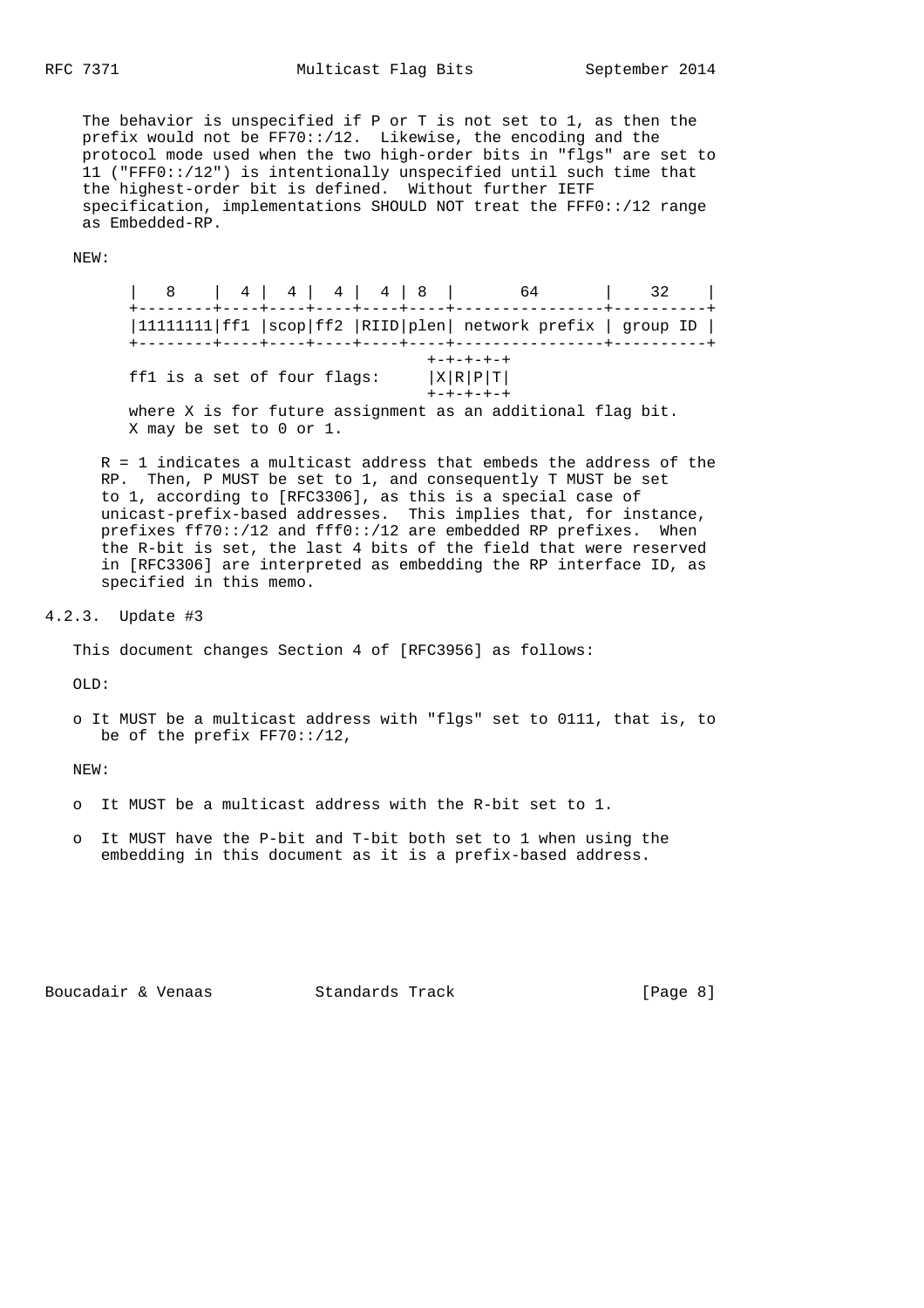The behavior is unspecified if P or T is not set to 1, as then the prefix would not be FF70::/12. Likewise, the encoding and the protocol mode used when the two high-order bits in "flgs" are set to 11 ("FFF0::/12") is intentionally unspecified until such time that the highest-order bit is defined. Without further IETF specification, implementations SHOULD NOT treat the FFF0::/12 range as Embedded-RP.

NEW:

```
   |   8    |  4 |  4 |  4 |  4 | 8  |       64       |    32    |
   +--------+----+----+----+----+----+----------------+----------+
   |11111111|ff1 |scop|ff2 |RIID|plen| network prefix | group ID |
   +--------+----+----+----+----+----+----------------+----------+
                                    +-+-+-+-+
   ff1 is a set of four flags:      |X|R|P|T|
                                    +-+-+-+-+
   where X is for future assignment as an additional flag bit.
   X may be set to 0 or 1.
```

R = 1 indicates a multicast address that embeds the address of the RP. Then, P MUST be set to 1, and consequently T MUST be set to 1, according to [RFC3306], as this is a special case of unicast-prefix-based addresses. This implies that, for instance, prefixes ff70::/12 and fff0::/12 are embedded RP prefixes. When the R-bit is set, the last 4 bits of the field that were reserved in [RFC3306] are interpreted as embedding the RP interface ID, as specified in this memo.

### 4.2.3. Update #3

This document changes Section 4 of [RFC3956] as follows:

OLD:

- It MUST be a multicast address with "flgs" set to 0111, that is, to be of the prefix FF70::/12,

NEW:

- It MUST be a multicast address with the R-bit set to 1.
- It MUST have the P-bit and T-bit both set to 1 when using the embedding in this document as it is a prefix-based address.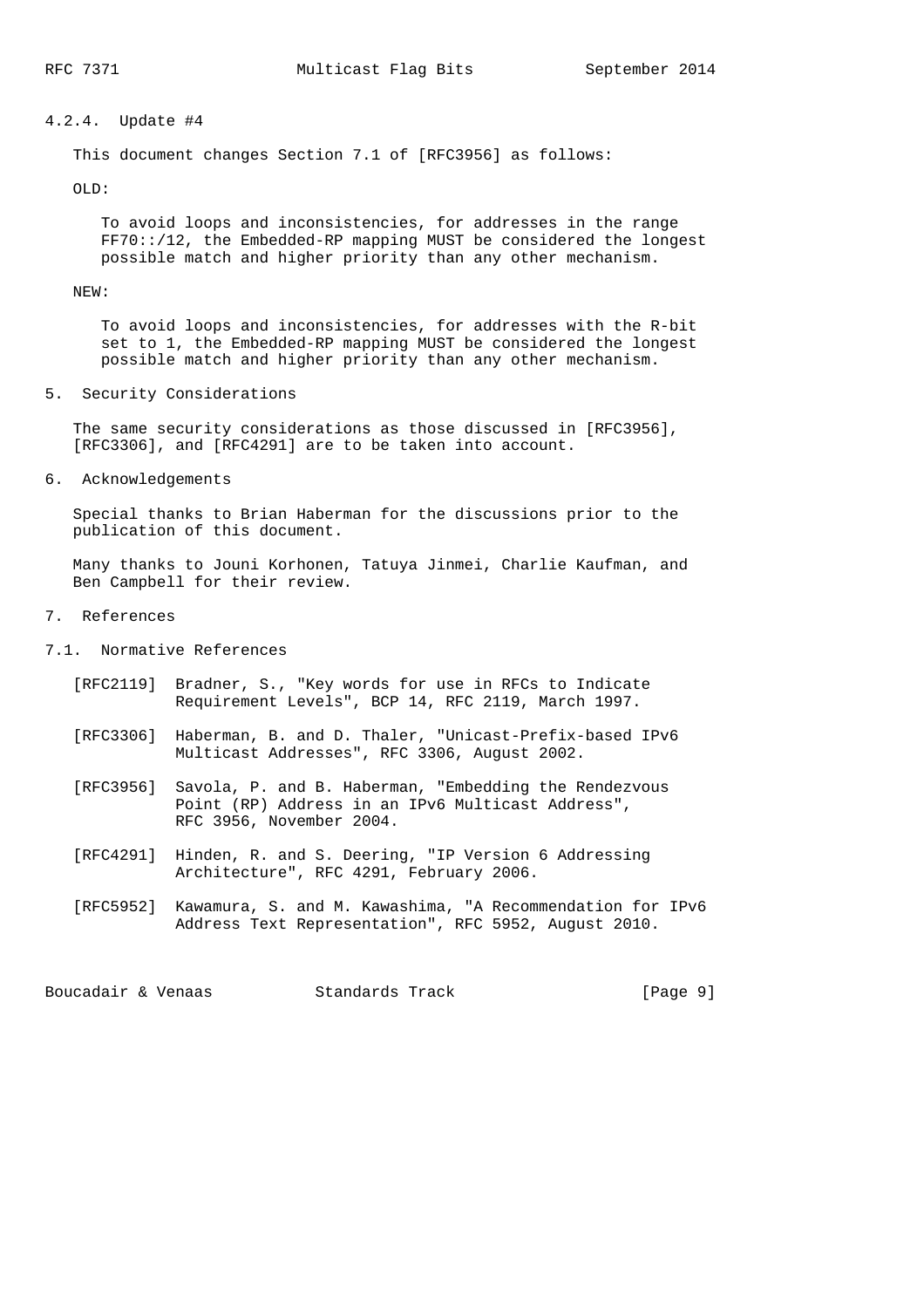#### 4.2.4. Update #4

This document changes Section 7.1 of [RFC3956] as follows:

OLD:

> To avoid loops and inconsistencies, for addresses in the range FF70::/12, the Embedded-RP mapping MUST be considered the longest possible match and higher priority than any other mechanism.

NEW:

> To avoid loops and inconsistencies, for addresses with the R-bit set to 1, the Embedded-RP mapping MUST be considered the longest possible match and higher priority than any other mechanism.

## 5. Security Considerations

The same security considerations as those discussed in [RFC3956], [RFC3306], and [RFC4291] are to be taken into account.

## 6. Acknowledgements

Special thanks to Brian Haberman for the discussions prior to the publication of this document.

Many thanks to Jouni Korhonen, Tatuya Jinmei, Charlie Kaufman, and Ben Campbell for their review.

## 7. References

### 7.1. Normative References

[RFC2119] Bradner, S., "Key words for use in RFCs to Indicate Requirement Levels", BCP 14, RFC 2119, March 1997.

[RFC3306] Haberman, B. and D. Thaler, "Unicast-Prefix-based IPv6 Multicast Addresses", RFC 3306, August 2002.

[RFC3956] Savola, P. and B. Haberman, "Embedding the Rendezvous Point (RP) Address in an IPv6 Multicast Address", RFC 3956, November 2004.

[RFC4291] Hinden, R. and S. Deering, "IP Version 6 Addressing Architecture", RFC 4291, February 2006.

[RFC5952] Kawamura, S. and M. Kawashima, "A Recommendation for IPv6 Address Text Representation", RFC 5952, August 2010.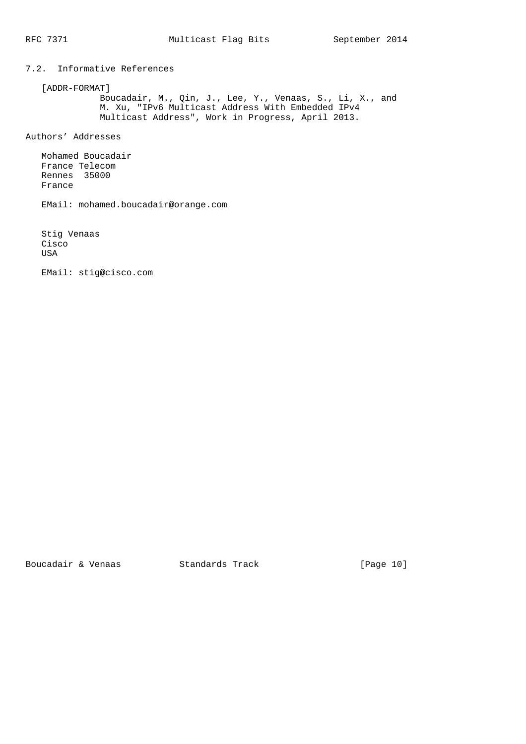## 7.2. Informative References

[ADDR-FORMAT]
Boucadair, M., Qin, J., Lee, Y., Venaas, S., Li, X., and M. Xu, "IPv6 Multicast Address With Embedded IPv4 Multicast Address", Work in Progress, April 2013.

## Authors' Addresses

Mohamed Boucadair
France Telecom
Rennes 35000
France

EMail: mohamed.boucadair@orange.com

Stig Venaas
Cisco
USA

EMail: stig@cisco.com